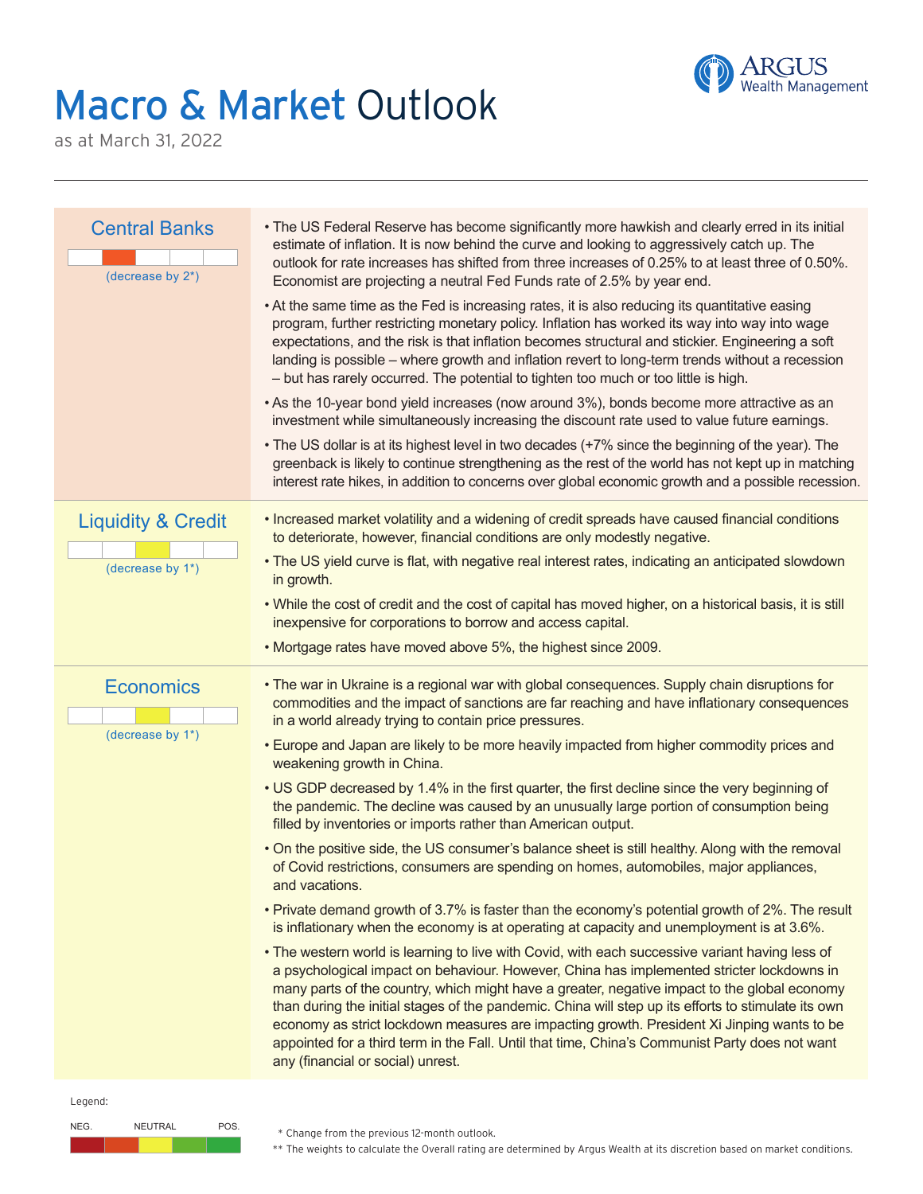# Macro & Market Outlook

as at March 31, 2022

## Central Banks

(decrease by 2*)

- The US Federal Reserve has become significantly more hawkish and clearly erred in its initial estimate of inflation. It is now behind the curve and looking to aggressively catch up. The outlook for rate increases has shifted from three increases of 0.25% to at least three of 0.50%. Economist are projecting a neutral Fed Funds rate of 2.5% by year end.
- At the same time as the Fed is increasing rates, it is also reducing its quantitative easing program, further restricting monetary policy. Inflation has worked its way into way into wage expectations, and the risk is that inflation becomes structural and stickier. Engineering a soft landing is possible – where growth and inflation revert to long-term trends without a recession – but has rarely occurred. The potential to tighten too much or too little is high.
- As the 10-year bond yield increases (now around 3%), bonds become more attractive as an investment while simultaneously increasing the discount rate used to value future earnings.
- The US dollar is at its highest level in two decades (+7% since the beginning of the year). The greenback is likely to continue strengthening as the rest of the world has not kept up in matching interest rate hikes, in addition to concerns over global economic growth and a possible recession.

## Liquidity & Credit

(decrease by 1*)

- Increased market volatility and a widening of credit spreads have caused financial conditions to deteriorate, however, financial conditions are only modestly negative.
- The US yield curve is flat, with negative real interest rates, indicating an anticipated slowdown in growth.
- While the cost of credit and the cost of capital has moved higher, on a historical basis, it is still inexpensive for corporations to borrow and access capital.
- Mortgage rates have moved above 5%, the highest since 2009.

## Economics

(decrease by 1*)

- The war in Ukraine is a regional war with global consequences. Supply chain disruptions for commodities and the impact of sanctions are far reaching and have inflationary consequences in a world already trying to contain price pressures.
- Europe and Japan are likely to be more heavily impacted from higher commodity prices and weakening growth in China.
- US GDP decreased by 1.4% in the first quarter, the first decline since the very beginning of the pandemic. The decline was caused by an unusually large portion of consumption being filled by inventories or imports rather than American output.
- On the positive side, the US consumer's balance sheet is still healthy. Along with the removal of Covid restrictions, consumers are spending on homes, automobiles, major appliances, and vacations.
- Private demand growth of 3.7% is faster than the economy's potential growth of 2%. The result is inflationary when the economy is at operating at capacity and unemployment is at 3.6%.
- The western world is learning to live with Covid, with each successive variant having less of a psychological impact on behaviour. However, China has implemented stricter lockdowns in many parts of the country, which might have a greater, negative impact to the global economy than during the initial stages of the pandemic. China will step up its efforts to stimulate its own economy as strict lockdown measures are impacting growth. President Xi Jinping wants to be appointed for a third term in the Fall. Until that time, China's Communist Party does not want any (financial or social) unrest.

Legend:

NEG. — NEUTRAL — POS.

\* Change from the previous 12-month outlook.

\*\* The weights to calculate the Overall rating are determined by Argus Wealth at its discretion based on market conditions.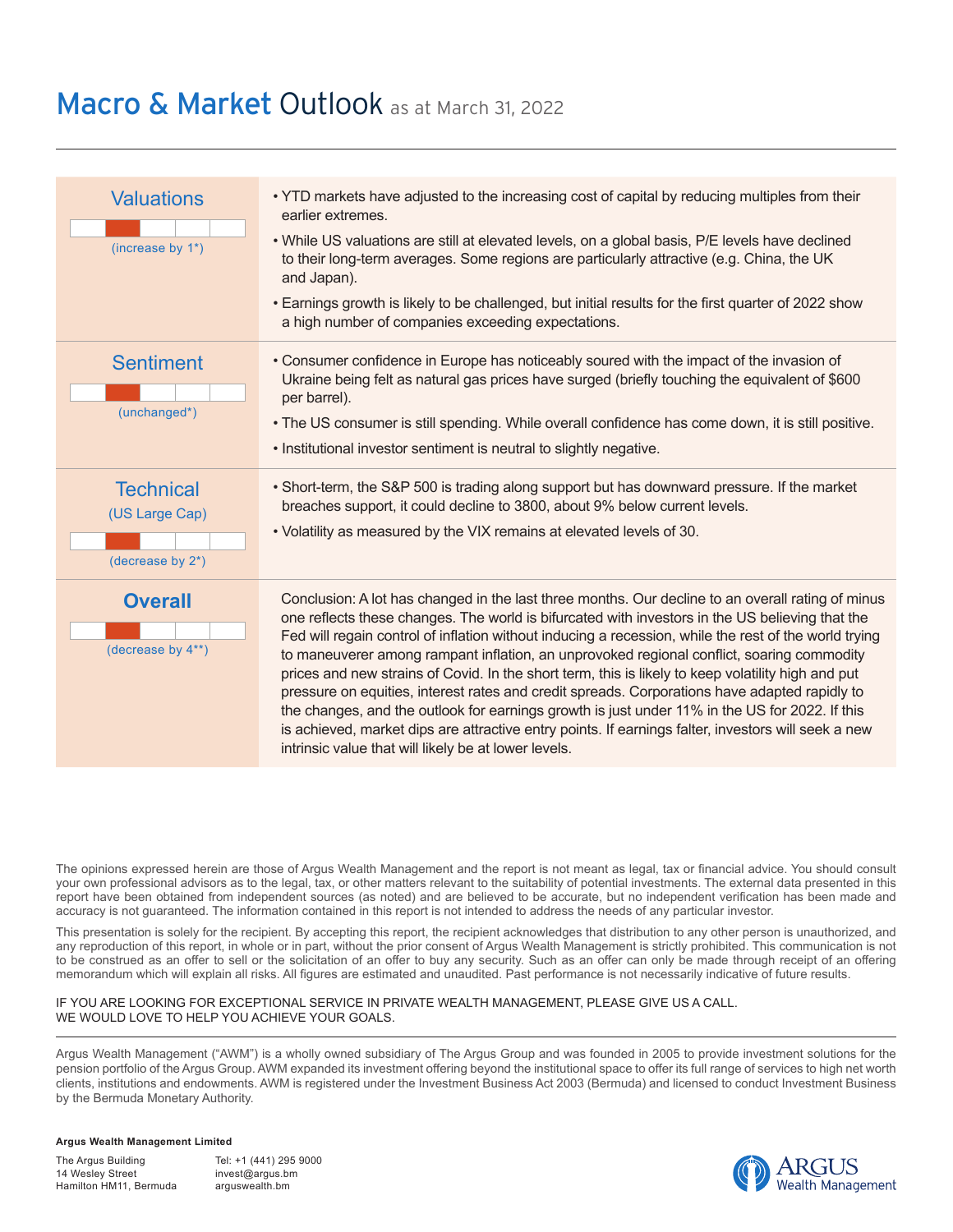# Macro & Market Outlook as at March 31, 2022

| | |
|---|---|
| **Valuations** (increase by 1*) | • YTD markets have adjusted to the increasing cost of capital by reducing multiples from their earlier extremes. • While US valuations are still at elevated levels, on a global basis, P/E levels have declined to their long-term averages. Some regions are particularly attractive (e.g. China, the UK and Japan). • Earnings growth is likely to be challenged, but initial results for the first quarter of 2022 show a high number of companies exceeding expectations. |
| **Sentiment** (unchanged*) | • Consumer confidence in Europe has noticeably soured with the impact of the invasion of Ukraine being felt as natural gas prices have surged (briefly touching the equivalent of $600 per barrel). • The US consumer is still spending. While overall confidence has come down, it is still positive. • Institutional investor sentiment is neutral to slightly negative. |
| **Technical** (US Large Cap) (decrease by 2*) | • Short-term, the S&P 500 is trading along support but has downward pressure. If the market breaches support, it could decline to 3800, about 9% below current levels. • Volatility as measured by the VIX remains at elevated levels of 30. |
| **Overall** (decrease by 4**) | Conclusion: A lot has changed in the last three months. Our decline to an overall rating of minus one reflects these changes. The world is bifurcated with investors in the US believing that the Fed will regain control of inflation without inducing a recession, while the rest of the world trying to maneuverer among rampant inflation, an unprovoked regional conflict, soaring commodity prices and new strains of Covid. In the short term, this is likely to keep volatility high and put pressure on equities, interest rates and credit spreads. Corporations have adapted rapidly to the changes, and the outlook for earnings growth is just under 11% in the US for 2022. If this is achieved, market dips are attractive entry points. If earnings falter, investors will seek a new intrinsic value that will likely be at lower levels. |

The opinions expressed herein are those of Argus Wealth Management and the report is not meant as legal, tax or financial advice. You should consult your own professional advisors as to the legal, tax, or other matters relevant to the suitability of potential investments. The external data presented in this report have been obtained from independent sources (as noted) and are believed to be accurate, but no independent verification has been made and accuracy is not guaranteed. The information contained in this report is not intended to address the needs of any particular investor.

This presentation is solely for the recipient. By accepting this report, the recipient acknowledges that distribution to any other person is unauthorized, and any reproduction of this report, in whole or in part, without the prior consent of Argus Wealth Management is strictly prohibited. This communication is not to be construed as an offer to sell or the solicitation of an offer to buy any security. Such as an offer can only be made through receipt of an offering memorandum which will explain all risks. All figures are estimated and unaudited. Past performance is not necessarily indicative of future results.

IF YOU ARE LOOKING FOR EXCEPTIONAL SERVICE IN PRIVATE WEALTH MANAGEMENT, PLEASE GIVE US A CALL. WE WOULD LOVE TO HELP YOU ACHIEVE YOUR GOALS.

Argus Wealth Management ("AWM") is a wholly owned subsidiary of The Argus Group and was founded in 2005 to provide investment solutions for the pension portfolio of the Argus Group. AWM expanded its investment offering beyond the institutional space to offer its full range of services to high net worth clients, institutions and endowments. AWM is registered under the Investment Business Act 2003 (Bermuda) and licensed to conduct Investment Business by the Bermuda Monetary Authority.

**Argus Wealth Management Limited**

The Argus Building
14 Wesley Street
Hamilton HM11, Bermuda

Tel: +1 (441) 295 9000
invest@argus.bm
arguswealth.bm

ARGUS Wealth Management